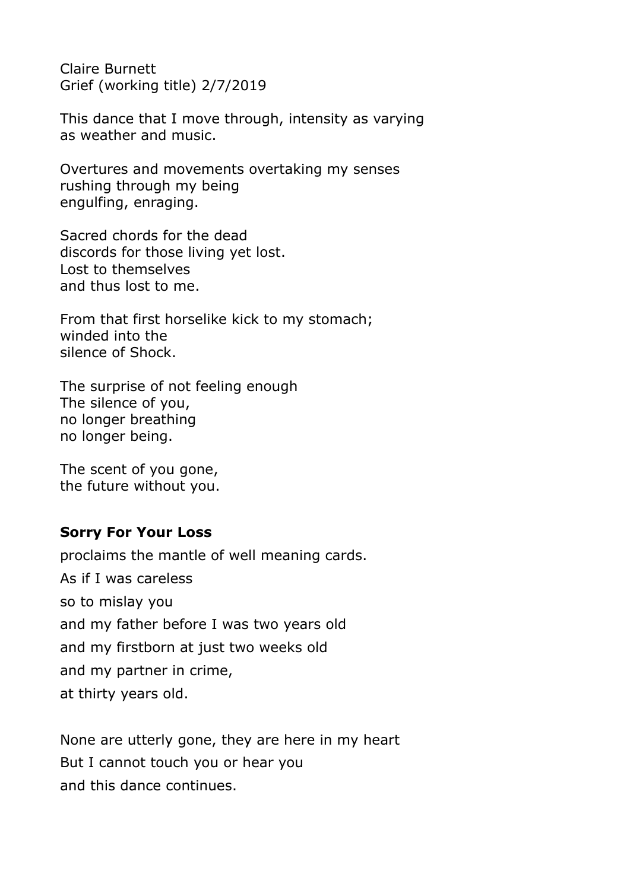Claire Burnett  
Grief (working title) 2/7/2019

This dance that I move through, intensity as varying  
as weather and music.

Overtures and movements overtaking my senses  
rushing through my being  
engulfing, enraging.

Sacred chords for the dead  
discords for those living yet lost.  
Lost to themselves  
and thus lost to me.

From that first horselike kick to my stomach;  
winded into the  
silence of Shock.

The surprise of not feeling enough  
The silence of you,  
no longer breathing  
no longer being.

The scent of you gone,  
the future without you.

**Sorry For Your Loss**

proclaims the mantle of well meaning cards.  
As if I was careless  
so to mislay you  
and my father before I was two years old  
and my firstborn at just two weeks old  
and my partner in crime,  
at thirty years old.

None are utterly gone, they are here in my heart  
But I cannot touch you or hear you  
and this dance continues.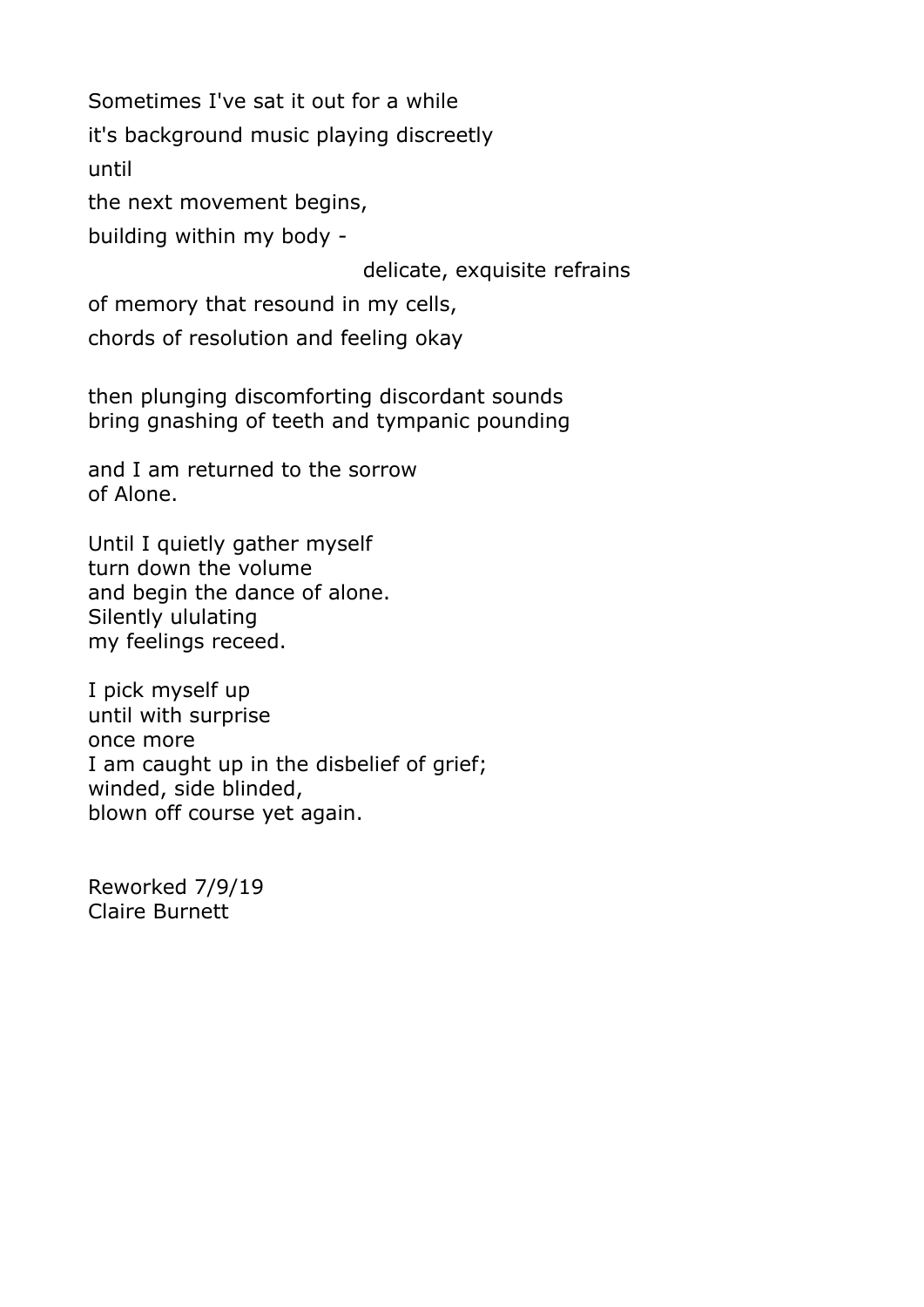Sometimes I've sat it out for a while  
it's background music playing discreetly  
until  
the next movement begins,  
building within my body -  
                                        delicate, exquisite refrains  
of memory that resound in my cells,  
chords of resolution and feeling okay

then plunging discomforting discordant sounds  
bring gnashing of teeth and tympanic pounding

and I am returned to the sorrow  
of Alone.

Until I quietly gather myself  
turn down the volume  
and begin the dance of alone.  
Silently ululating  
my feelings receed.

I pick myself up  
until with surprise  
once more  
I am caught up in the disbelief of grief;  
winded, side blinded,  
blown off course yet again.

Reworked 7/9/19  
Claire Burnett